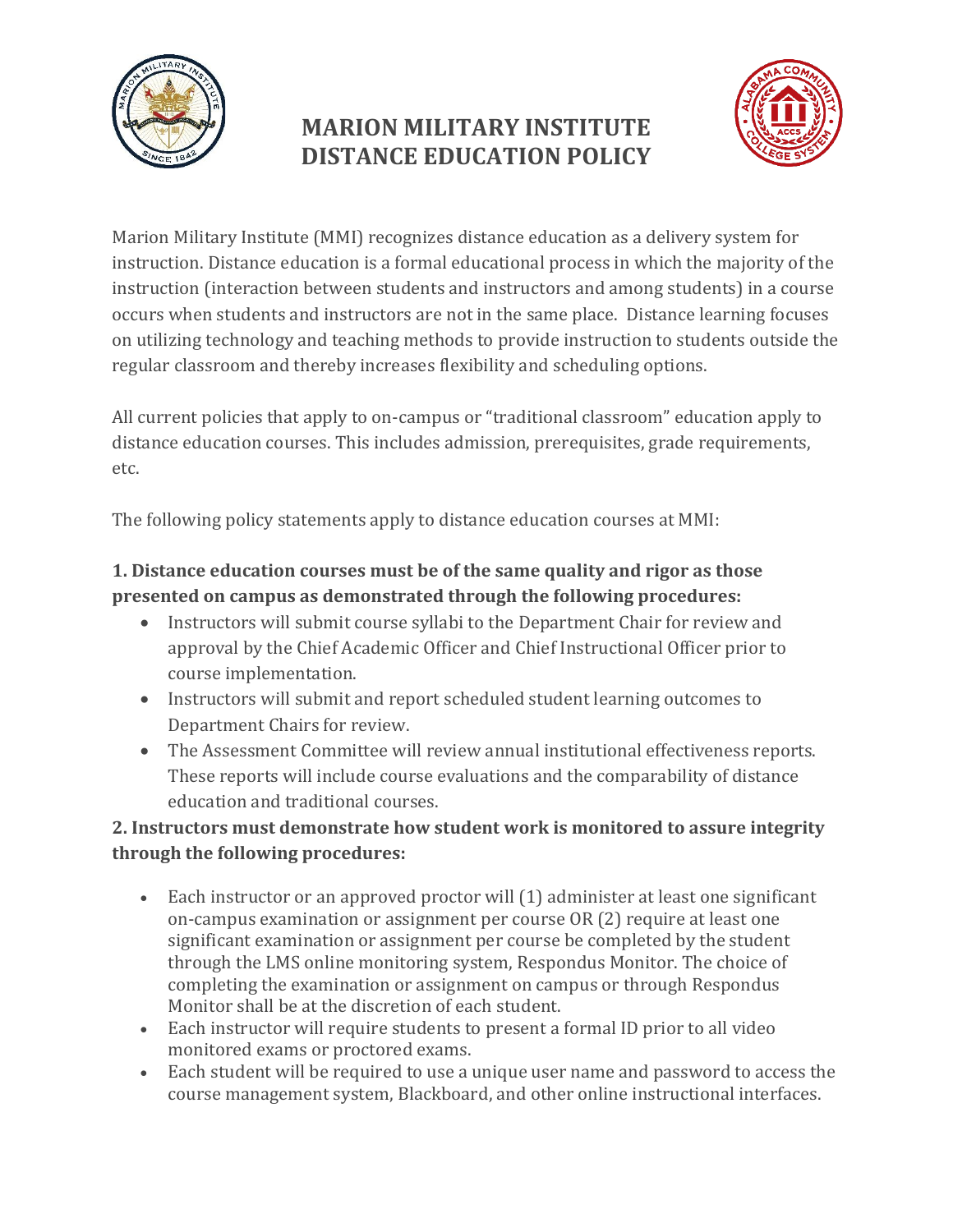# MARION MILITARY INSTITUTE DISTANCE EDUCATION POLICY

Marion Military Institute (MMI) recognizes distance education as a delivery system for instruction. Distance education is a formal educational process in which the majority of the instruction (interaction between students and instructors and among students) in a course occurs when students and instructors are not in the same place. Distance learning focuses on utilizing technology and teaching methods to provide instruction to students outside the regular classroom and thereby increases flexibility and scheduling options.

All current policies that apply to on-campus or "traditional classroom" education apply to distance education courses. This includes admission, prerequisites, grade requirements, etc.

The following policy statements apply to distance education courses at MMI:

**1. Distance education courses must be of the same quality and rigor as those presented on campus as demonstrated through the following procedures:**

- Instructors will submit course syllabi to the Department Chair for review and approval by the Chief Academic Officer and Chief Instructional Officer prior to course implementation.
- Instructors will submit and report scheduled student learning outcomes to Department Chairs for review.
- The Assessment Committee will review annual institutional effectiveness reports. These reports will include course evaluations and the comparability of distance education and traditional courses.

**2. Instructors must demonstrate how student work is monitored to assure integrity through the following procedures:**

- Each instructor or an approved proctor will (1) administer at least one significant on-campus examination or assignment per course OR (2) require at least one significant examination or assignment per course be completed by the student through the LMS online monitoring system, Respondus Monitor. The choice of completing the examination or assignment on campus or through Respondus Monitor shall be at the discretion of each student.
- Each instructor will require students to present a formal ID prior to all video monitored exams or proctored exams.
- Each student will be required to use a unique user name and password to access the course management system, Blackboard, and other online instructional interfaces.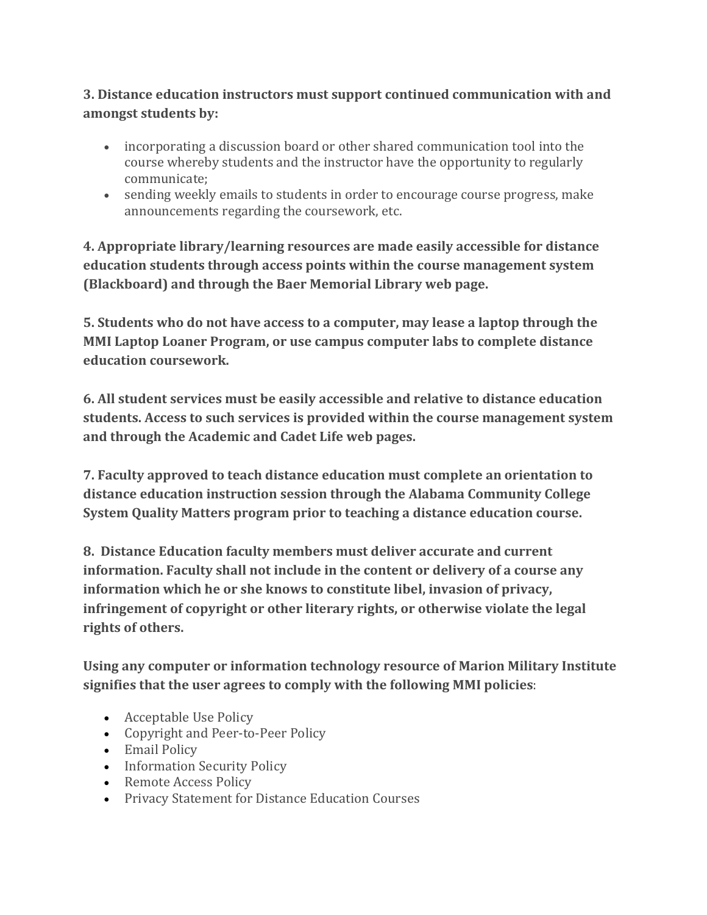**3. Distance education instructors must support continued communication with and amongst students by:**

- incorporating a discussion board or other shared communication tool into the course whereby students and the instructor have the opportunity to regularly communicate;
- sending weekly emails to students in order to encourage course progress, make announcements regarding the coursework, etc.

**4. Appropriate library/learning resources are made easily accessible for distance education students through access points within the course management system (Blackboard) and through the Baer Memorial Library web page.**

**5. Students who do not have access to a computer, may lease a laptop through the MMI Laptop Loaner Program, or use campus computer labs to complete distance education coursework.**

**6. All student services must be easily accessible and relative to distance education students. Access to such services is provided within the course management system and through the Academic and Cadet Life web pages.**

**7. Faculty approved to teach distance education must complete an orientation to distance education instruction session through the Alabama Community College System Quality Matters program prior to teaching a distance education course.**

**8. Distance Education faculty members must deliver accurate and current information. Faculty shall not include in the content or delivery of a course any information which he or she knows to constitute libel, invasion of privacy, infringement of copyright or other literary rights, or otherwise violate the legal rights of others.**

**Using any computer or information technology resource of Marion Military Institute signifies that the user agrees to comply with the following MMI policies**:

- Acceptable Use Policy
- Copyright and Peer-to-Peer Policy
- Email Policy
- Information Security Policy
- Remote Access Policy
- Privacy Statement for Distance Education Courses